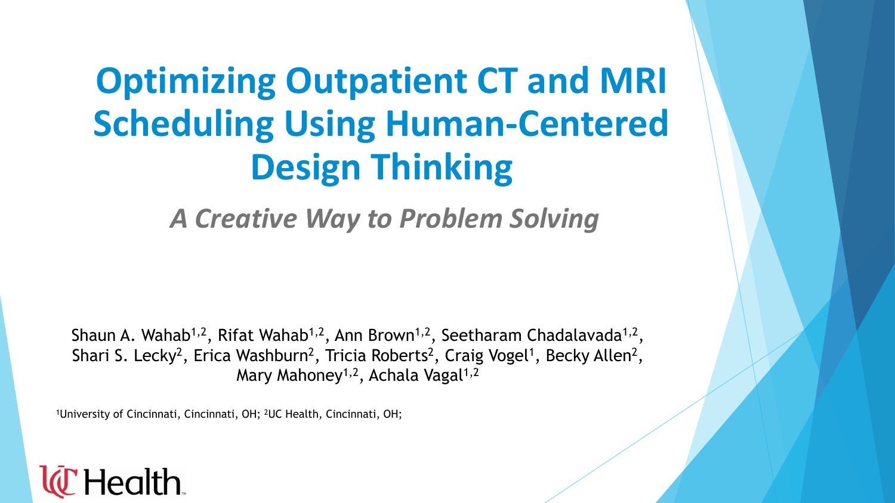# Optimizing Outpatient CT and MRI Scheduling Using Human-Centered Design Thinking

## *A Creative Way to Problem Solving*

Shaun A. Wahab[1,2], Rifat Wahab[1,2], Ann Brown[1,2], Seetharam Chadalavada[1,2], Shari S. Lecky[2], Erica Washburn[2], Tricia Roberts[2], Craig Vogel[1], Becky Allen[2], Mary Mahoney[1,2], Achala Vagal[1,2]

[1]University of Cincinnati, Cincinnati, OH; [2]UC Health, Cincinnati, OH;

UC Health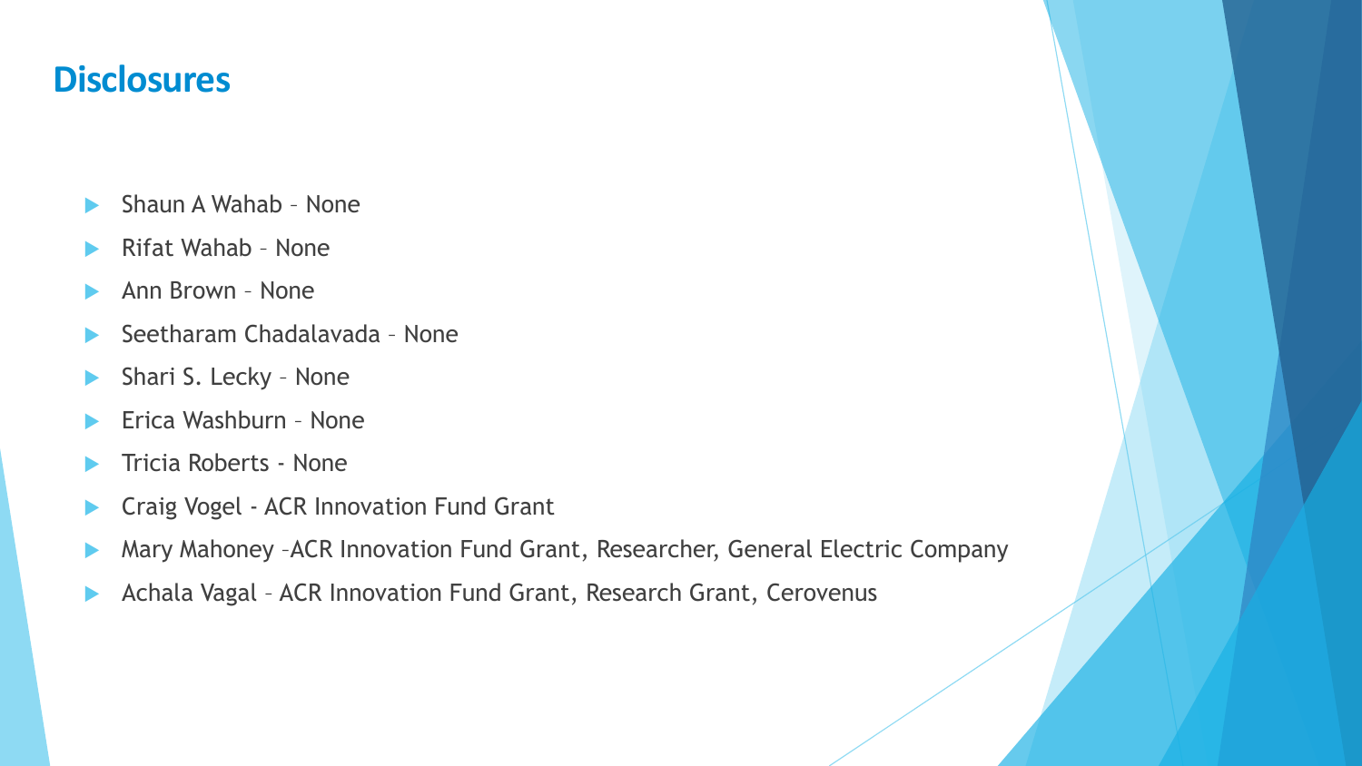# Disclosures

- Shaun A Wahab – None
- Rifat Wahab – None
- Ann Brown – None
- Seetharam Chadalavada – None
- Shari S. Lecky – None
- Erica Washburn – None
- Tricia Roberts - None
- Craig Vogel - ACR Innovation Fund Grant
- Mary Mahoney –ACR Innovation Fund Grant, Researcher, General Electric Company
- Achala Vagal – ACR Innovation Fund Grant, Research Grant, Cerovenus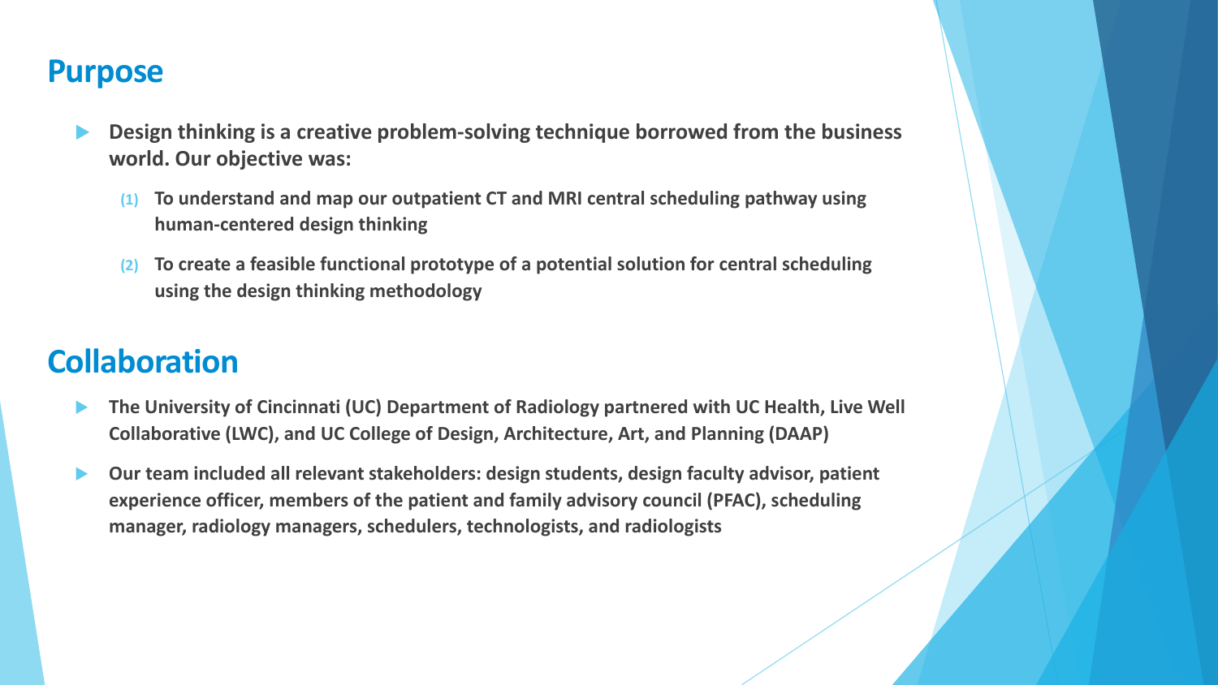## Purpose

- **Design thinking is a creative problem-solving technique borrowed from the business world. Our objective was:**
  1. **To understand and map our outpatient CT and MRI central scheduling pathway using human-centered design thinking**
  2. **To create a feasible functional prototype of a potential solution for central scheduling using the design thinking methodology**

## Collaboration

- **The University of Cincinnati (UC) Department of Radiology partnered with UC Health, Live Well Collaborative (LWC), and UC College of Design, Architecture, Art, and Planning (DAAP)**
- **Our team included all relevant stakeholders: design students, design faculty advisor, patient experience officer, members of the patient and family advisory council (PFAC), scheduling manager, radiology managers, schedulers, technologists, and radiologists**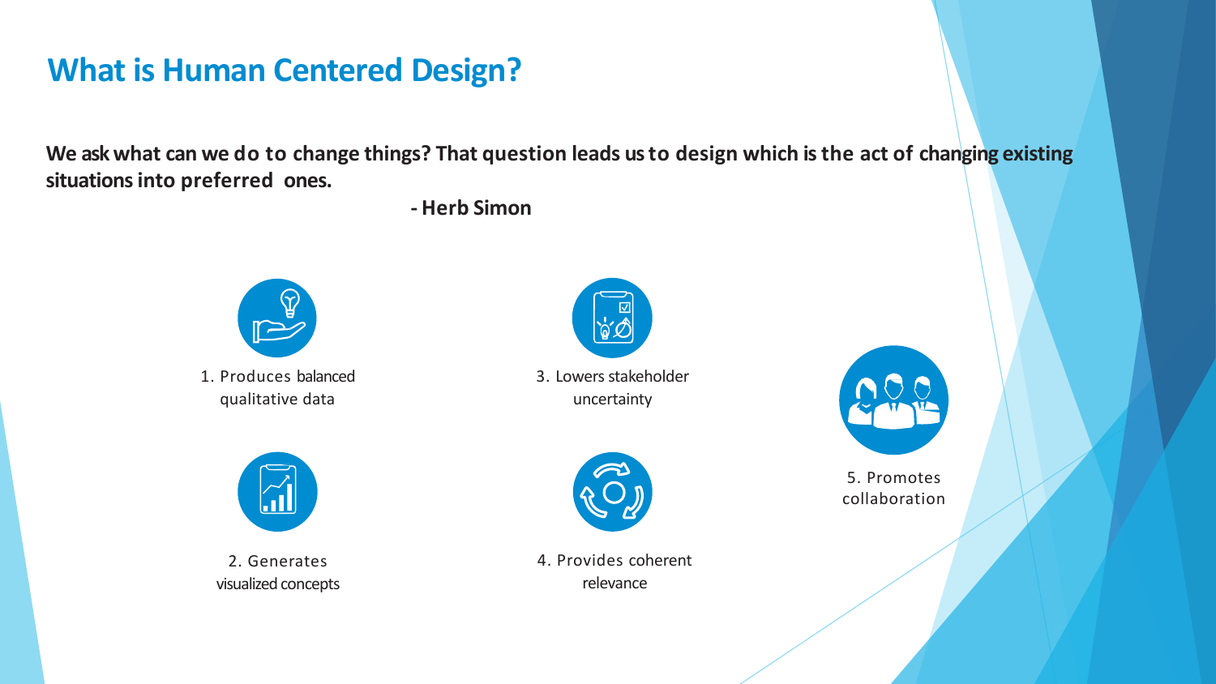# What is Human Centered Design?

**We ask what can we do to change things? That question leads us to design which is the act of changing existing situations into preferred ones.**

**- Herb Simon**

1. Produces balanced qualitative data
2. Generates visualized concepts
3. Lowers stakeholder uncertainty
4. Provides coherent relevance
5. Promotes collaboration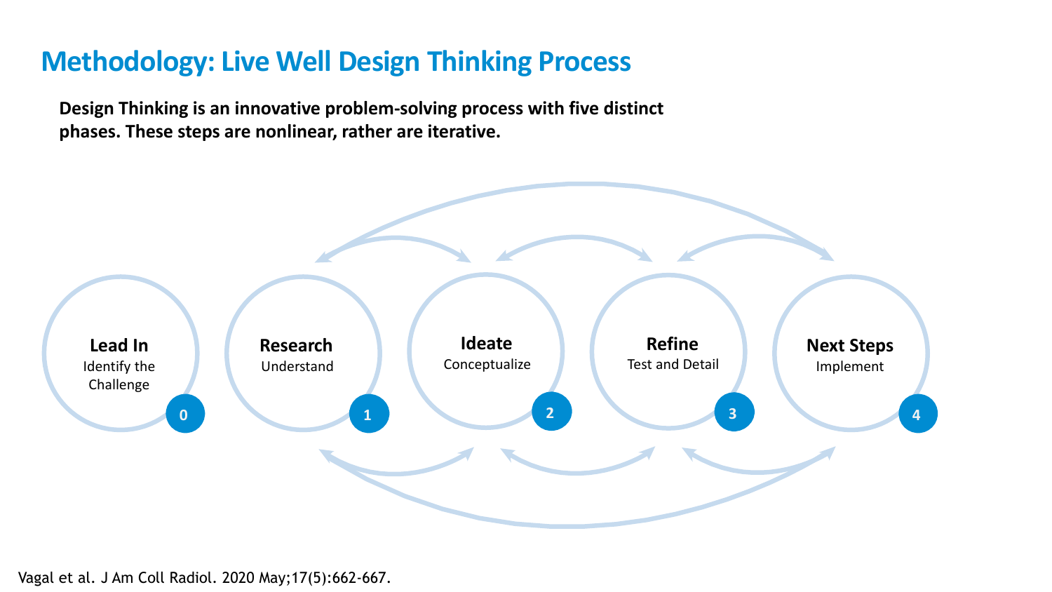# Methodology: Live Well Design Thinking Process

**Design Thinking is an innovative problem-solving process with five distinct phases. These steps are nonlinear, rather are iterative.**

0. **Lead In** – Identify the Challenge
1. **Research** – Understand
2. **Ideate** – Conceptualize
3. **Refine** – Test and Detail
4. **Next Steps** – Implement

Vagal et al. J Am Coll Radiol. 2020 May;17(5):662-667.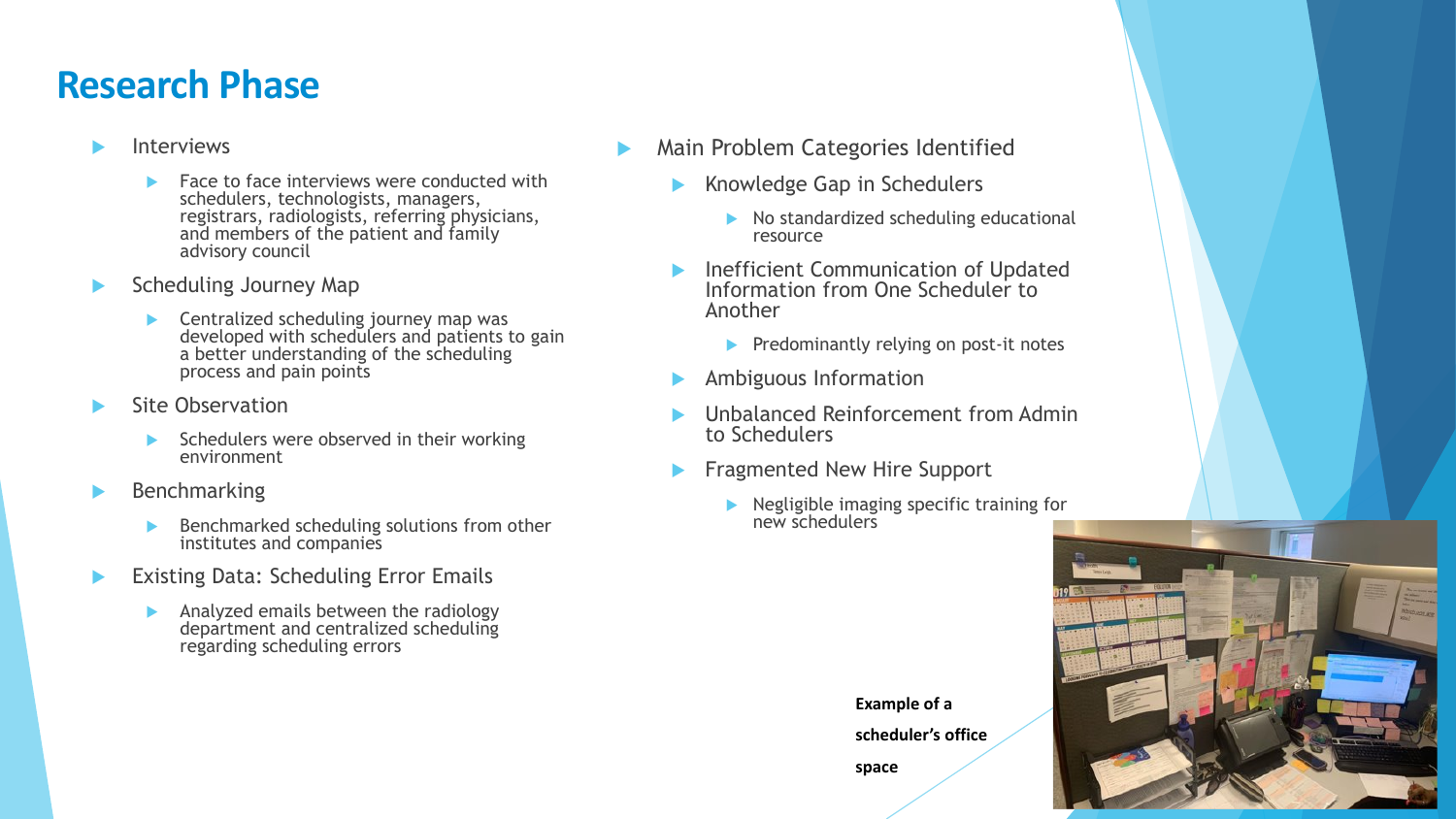# Research Phase

- Interviews
  - Face to face interviews were conducted with schedulers, technologists, managers, registrars, radiologists, referring physicians, and members of the patient and family advisory council
- Scheduling Journey Map
  - Centralized scheduling journey map was developed with schedulers and patients to gain a better understanding of the scheduling process and pain points
- Site Observation
  - Schedulers were observed in their working environment
- Benchmarking
  - Benchmarked scheduling solutions from other institutes and companies
- Existing Data: Scheduling Error Emails
  - Analyzed emails between the radiology department and centralized scheduling regarding scheduling errors

- Main Problem Categories Identified
  - Knowledge Gap in Schedulers
    - No standardized scheduling educational resource
  - Inefficient Communication of Updated Information from One Scheduler to Another
    - Predominantly relying on post-it notes
  - Ambiguous Information
  - Unbalanced Reinforcement from Admin to Schedulers
  - Fragmented New Hire Support
    - Negligible imaging specific training for new schedulers

**Example of a scheduler's office space**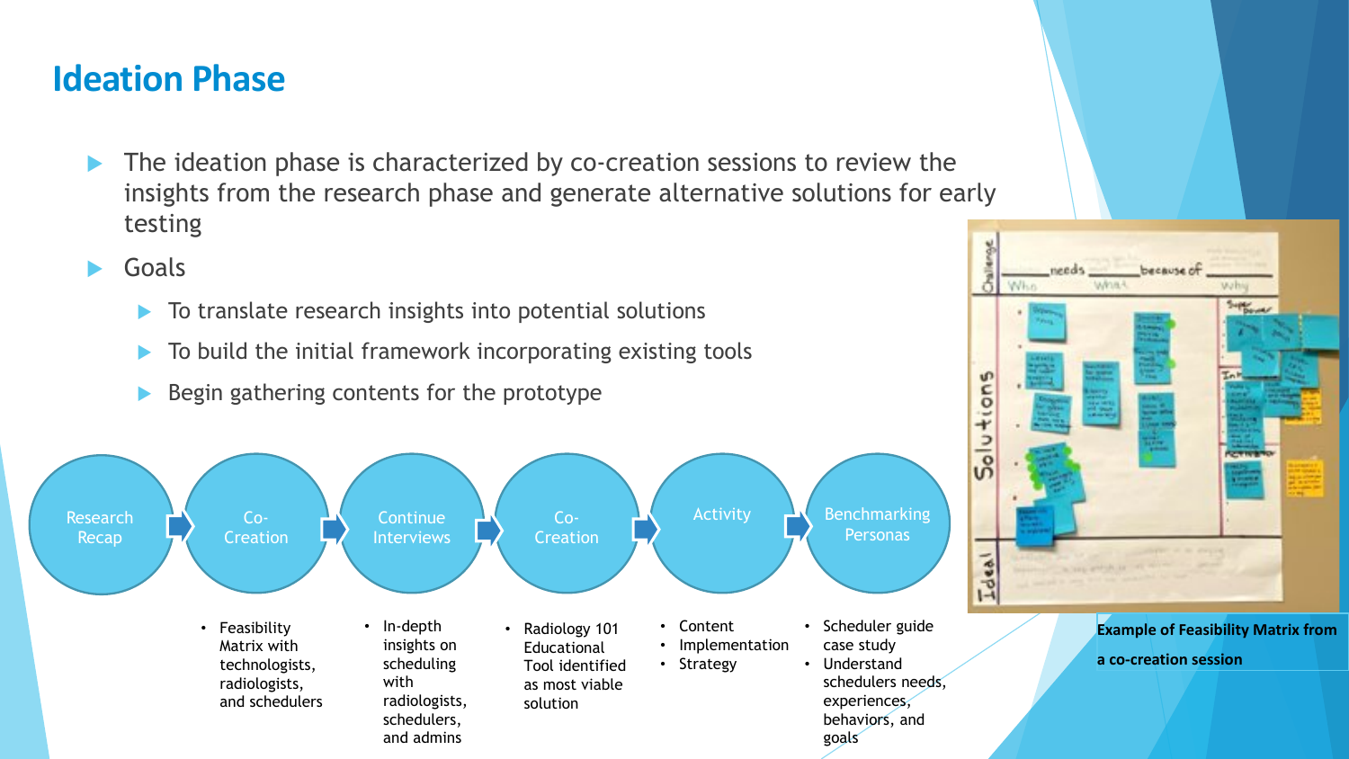# Ideation Phase

- The ideation phase is characterized by co-creation sessions to review the insights from the research phase and generate alternative solutions for early testing
- Goals
  - To translate research insights into potential solutions
  - To build the initial framework incorporating existing tools
  - Begin gathering contents for the prototype

Research Recap → Co-Creation → Continue Interviews → Co-Creation → Activity → Benchmarking Personas

**Co-Creation**
- Feasibility Matrix with technologists, radiologists, and schedulers

**Continue Interviews**
- In-depth insights on scheduling with radiologists, schedulers, and admins

**Co-Creation**
- Radiology 101 Educational Tool identified as most viable solution

**Activity**
- Content
- Implementation
- Strategy

**Benchmarking Personas**
- Scheduler guide case study
- Understand schedulers needs, experiences, behaviors, and goals

**Example of Feasibility Matrix from a co-creation session**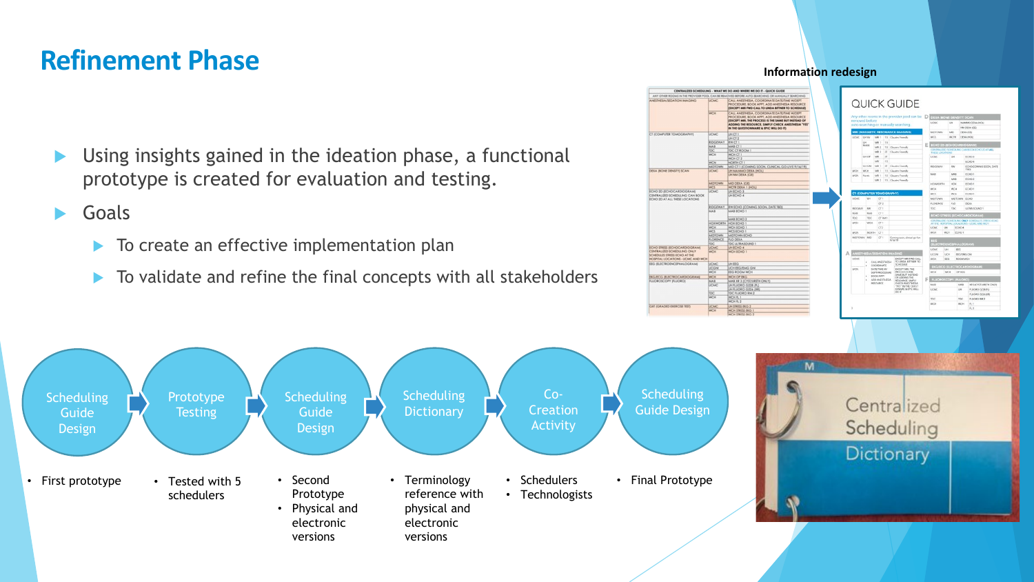# Refinement Phase

- Using insights gained in the ideation phase, a functional prototype is created for evaluation and testing.
- Goals
  - To create an effective implementation plan
  - To validate and refine the final concepts with all stakeholders

**Information redesign**

Scheduling Guide Design → Prototype Testing → Scheduling Guide Design → Scheduling Dictionary → Co-Creation Activity → Scheduling Guide Design

- **Scheduling Guide Design**
  - First prototype
- **Prototype Testing**
  - Tested with 5 schedulers
- **Scheduling Guide Design**
  - Second Prototype
  - Physical and electronic versions
- **Scheduling Dictionary**
  - Terminology reference with physical and electronic versions
- **Co-Creation Activity**
  - Schedulers
  - Technologists
- **Scheduling Guide Design**
  - Final Prototype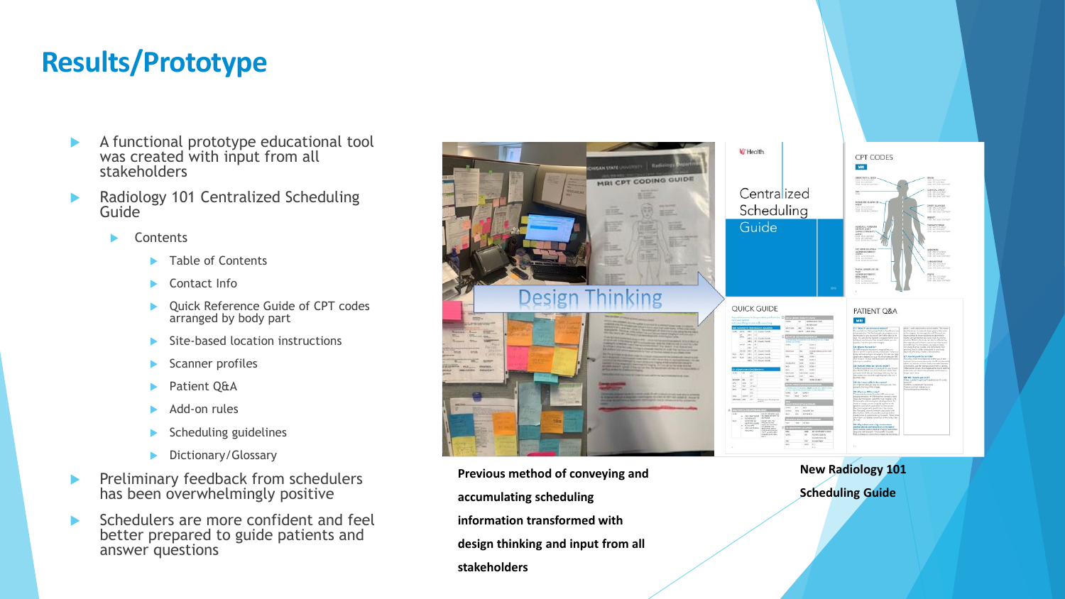# Results/Prototype

- A functional prototype educational tool was created with input from all stakeholders
- Radiology 101 Centralized Scheduling Guide
  - Contents
    - Table of Contents
    - Contact Info
    - Quick Reference Guide of CPT codes arranged by body part
    - Site-based location instructions
    - Scanner profiles
    - Patient Q&A
    - Add-on rules
    - Scheduling guidelines
    - Dictionary/Glossary
- Preliminary feedback from schedulers has been overwhelmingly positive
- Schedulers are more confident and feel better prepared to guide patients and answer questions

Design Thinking

**Previous method of conveying and accumulating scheduling information transformed with design thinking and input from all stakeholders**

**New Radiology 101 Scheduling Guide**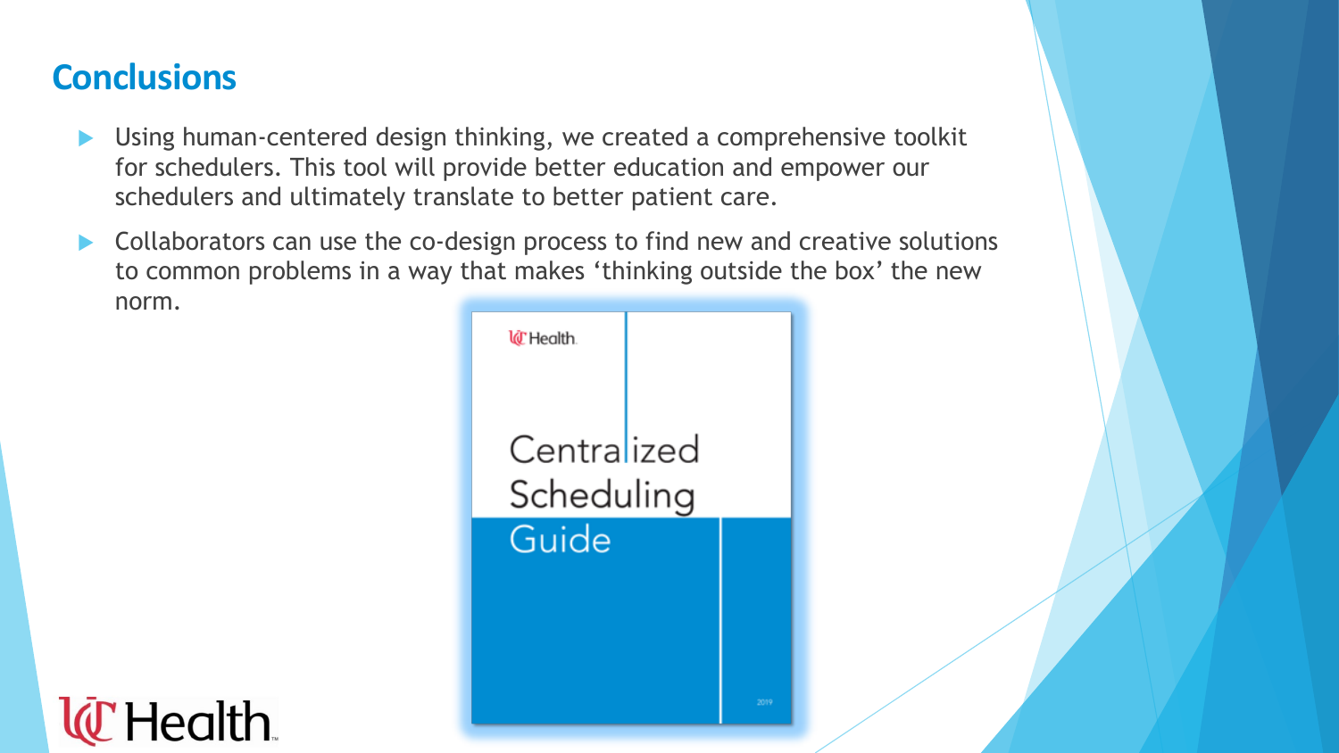## Conclusions

- Using human-centered design thinking, we created a comprehensive toolkit for schedulers. This tool will provide better education and empower our schedulers and ultimately translate to better patient care.
- Collaborators can use the co-design process to find new and creative solutions to common problems in a way that makes 'thinking outside the box' the new norm.

UC Health

Centralized Scheduling Guide

2019

UC Health